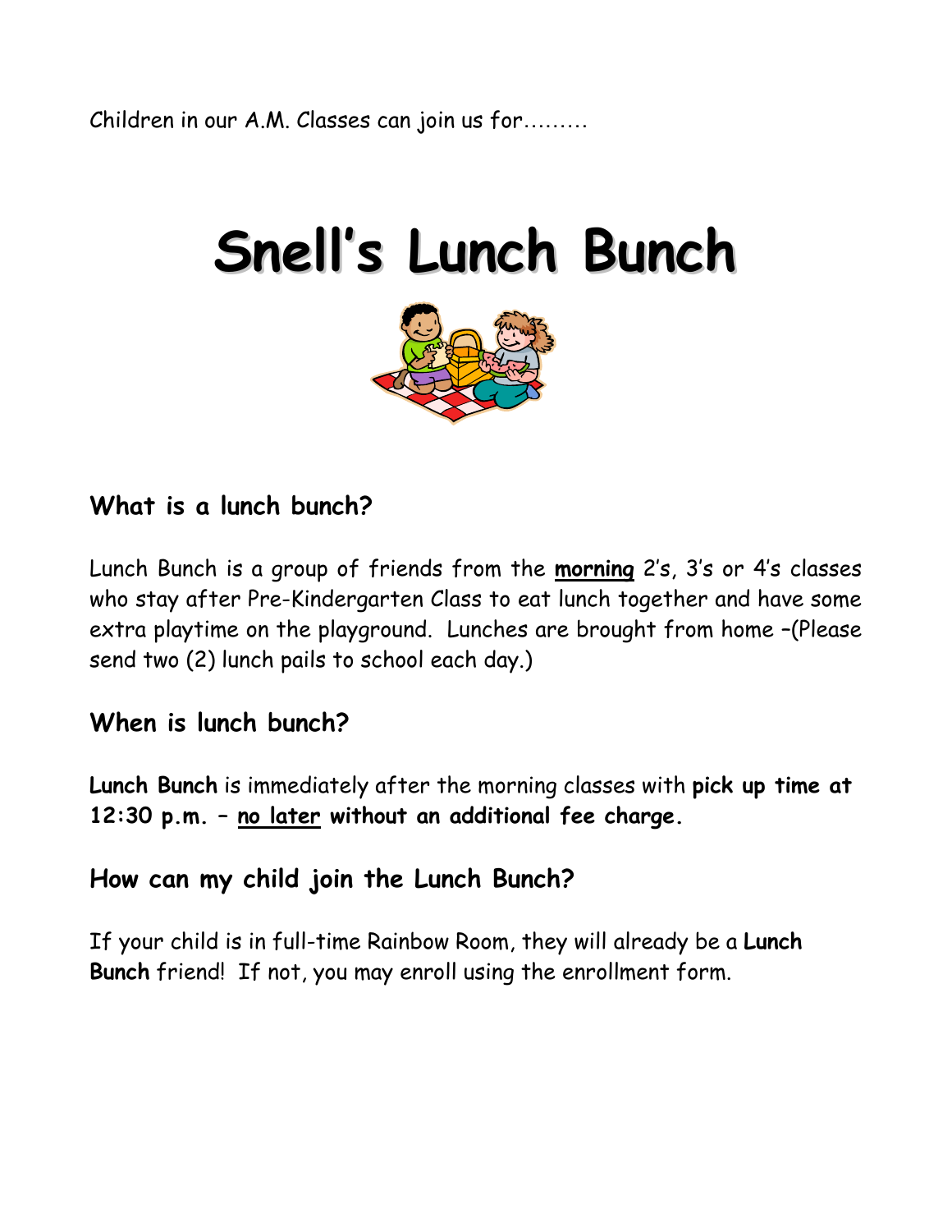Children in our A.M. Classes can join us for………

# Snell's Lunch Bunch

## What is a lunch bunch?

Lunch Bunch is a group of friends from the **morning** 2's, 3's or 4's classes who stay after Pre-Kindergarten Class to eat lunch together and have some extra playtime on the playground. Lunches are brought from home –(Please send two (2) lunch pails to school each day.)

## When is lunch bunch?

**Lunch Bunch** is immediately after the morning classes with **pick up time at 12:30 p.m. – no later without an additional fee charge.**

## How can my child join the Lunch Bunch?

If your child is in full-time Rainbow Room, they will already be a **Lunch Bunch** friend! If not, you may enroll using the enrollment form.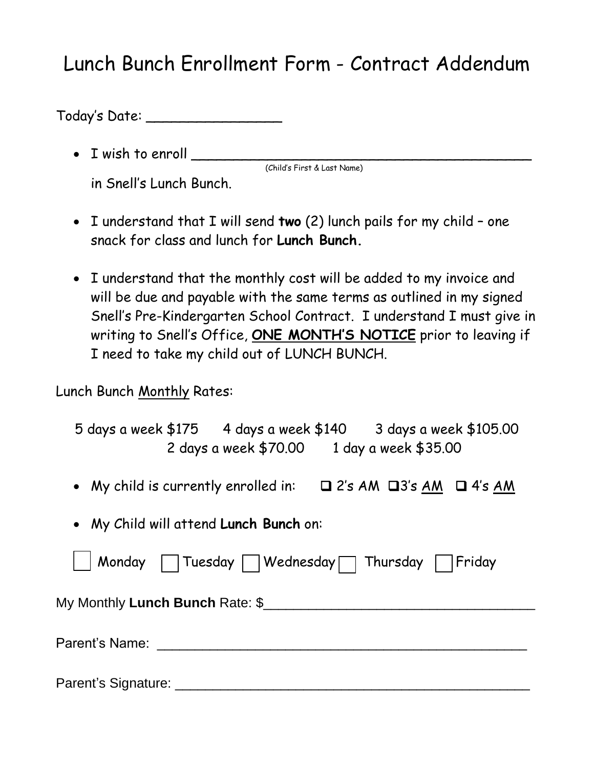# Lunch Bunch Enrollment Form - Contract Addendum

Today's Date: ________________

- I wish to enroll __________________________________________
  (Child's First & Last Name)

  in Snell's Lunch Bunch.

- I understand that I will send **two** (2) lunch pails for my child – one snack for class and lunch for **Lunch Bunch.**

- I understand that the monthly cost will be added to my invoice and will be due and payable with the same terms as outlined in my signed Snell's Pre-Kindergarten School Contract. I understand I must give in writing to Snell's Office, <u>**ONE MONTH'S NOTICE**</u> prior to leaving if I need to take my child out of LUNCH BUNCH.

Lunch Bunch <u>Monthly</u> Rates:

5 days a week $175   4 days a week $140   3 days a week $105.00
2 days a week $70.00   1 day a week $35.00

- My child is currently enrolled in: ☐ 2's AM ☐ 3's <u>AM</u> ☐ 4's <u>AM</u>

- My Child will attend **Lunch Bunch** on:

☐ Monday ☐ Tuesday ☐ Wednesday ☐ Thursday ☐ Friday

My Monthly **Lunch Bunch** Rate: $___________________________________

Parent's Name: _______________________________________________

Parent's Signature: ____________________________________________